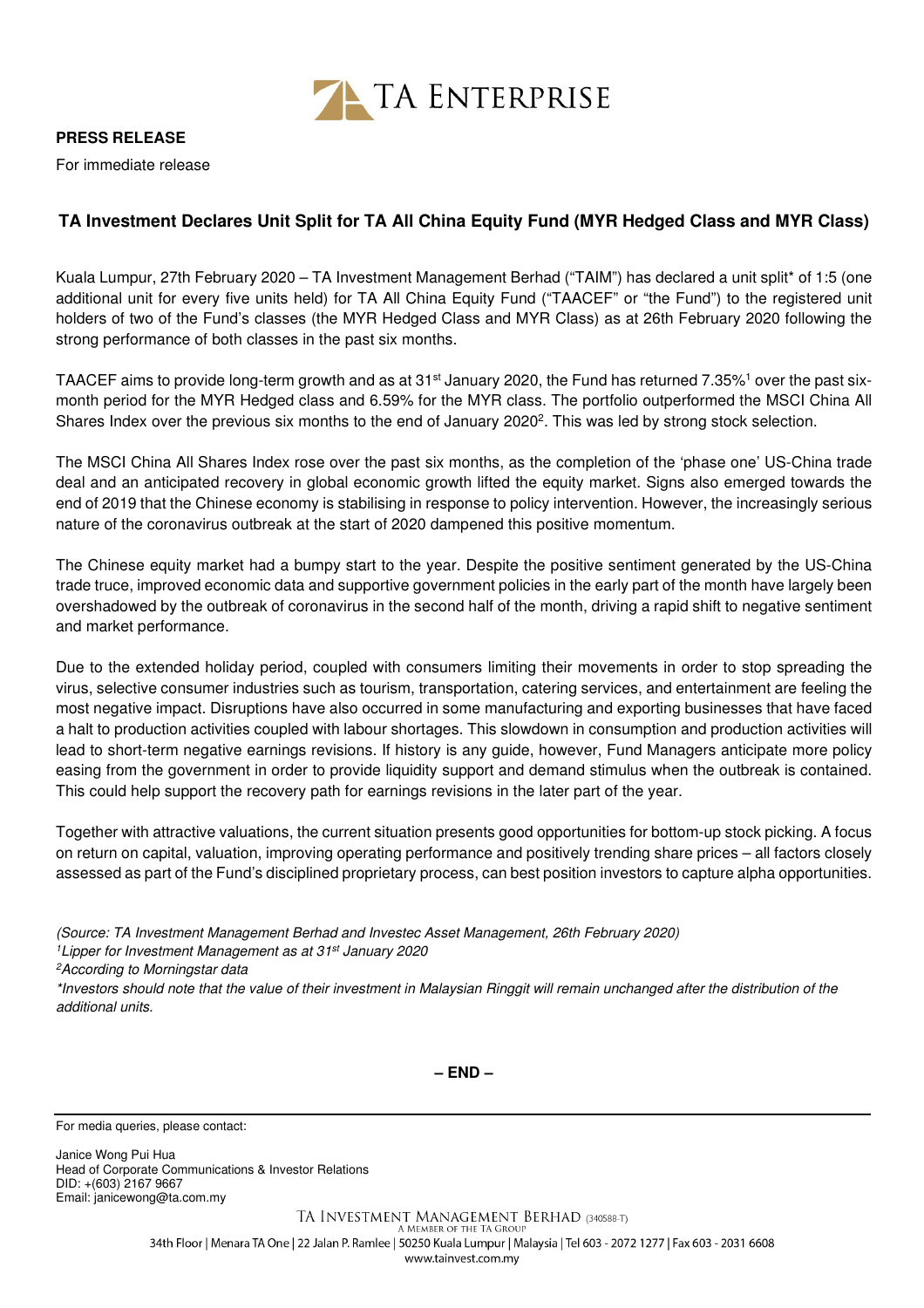**PRESS RELEASE**

For immediate release

## TA Investment Declares Unit Split for TA All China Equity Fund (MYR Hedged Class and MYR Class)

Kuala Lumpur, 27th February 2020 – TA Investment Management Berhad ("TAIM") has declared a unit split* of 1:5 (one additional unit for every five units held) for TA All China Equity Fund ("TAACEF" or "the Fund") to the registered unit holders of two of the Fund's classes (the MYR Hedged Class and MYR Class) as at 26th February 2020 following the strong performance of both classes in the past six months.

TAACEF aims to provide long-term growth and as at 31st January 2020, the Fund has returned 7.35%[1] over the past six-month period for the MYR Hedged class and 6.59% for the MYR class. The portfolio outperformed the MSCI China All Shares Index over the previous six months to the end of January 2020[2]. This was led by strong stock selection.

The MSCI China All Shares Index rose over the past six months, as the completion of the 'phase one' US-China trade deal and an anticipated recovery in global economic growth lifted the equity market. Signs also emerged towards the end of 2019 that the Chinese economy is stabilising in response to policy intervention. However, the increasingly serious nature of the coronavirus outbreak at the start of 2020 dampened this positive momentum.

The Chinese equity market had a bumpy start to the year. Despite the positive sentiment generated by the US-China trade truce, improved economic data and supportive government policies in the early part of the month have largely been overshadowed by the outbreak of coronavirus in the second half of the month, driving a rapid shift to negative sentiment and market performance.

Due to the extended holiday period, coupled with consumers limiting their movements in order to stop spreading the virus, selective consumer industries such as tourism, transportation, catering services, and entertainment are feeling the most negative impact. Disruptions have also occurred in some manufacturing and exporting businesses that have faced a halt to production activities coupled with labour shortages. This slowdown in consumption and production activities will lead to short-term negative earnings revisions. If history is any guide, however, Fund Managers anticipate more policy easing from the government in order to provide liquidity support and demand stimulus when the outbreak is contained. This could help support the recovery path for earnings revisions in the later part of the year.

Together with attractive valuations, the current situation presents good opportunities for bottom-up stock picking. A focus on return on capital, valuation, improving operating performance and positively trending share prices – all factors closely assessed as part of the Fund's disciplined proprietary process, can best position investors to capture alpha opportunities.

*(Source: TA Investment Management Berhad and Investec Asset Management, 26th February 2020)*
*[1]Lipper for Investment Management as at 31st January 2020*
*[2]According to Morningstar data*
*\*Investors should note that the value of their investment in Malaysian Ringgit will remain unchanged after the distribution of the additional units.*

**– END –**

For media queries, please contact:

Janice Wong Pui Hua
Head of Corporate Communications & Investor Relations
DID: +(603) 2167 9667
Email: janicewong@ta.com.my

TA INVESTMENT MANAGEMENT BERHAD (340588-T)
A MEMBER OF THE TA GROUP
34th Floor | Menara TA One | 22 Jalan P. Ramlee | 50250 Kuala Lumpur | Malaysia | Tel 603 - 2072 1277 | Fax 603 - 2031 6608
www.tainvest.com.my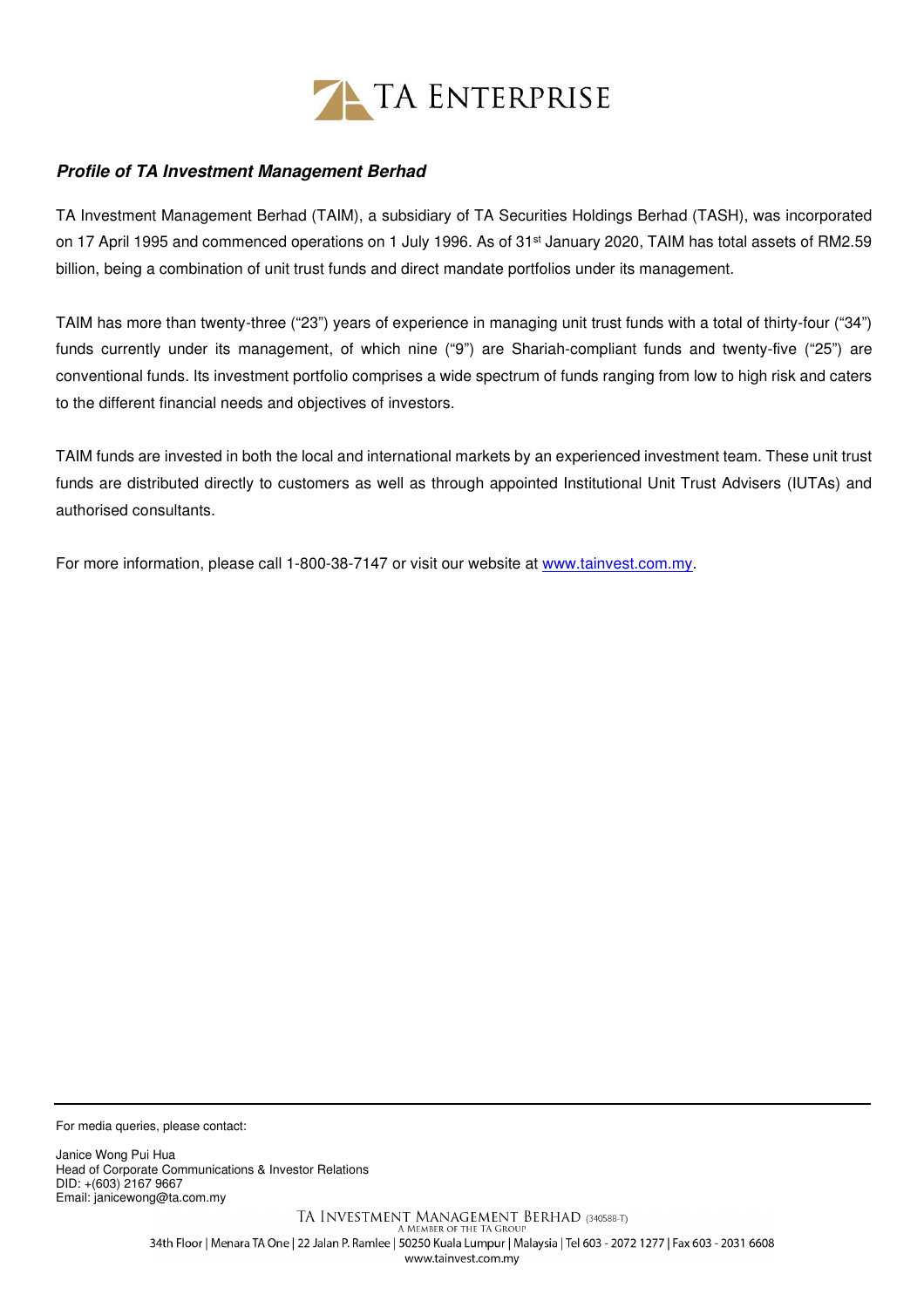### ***Profile of TA Investment Management Berhad***

TA Investment Management Berhad (TAIM), a subsidiary of TA Securities Holdings Berhad (TASH), was incorporated on 17 April 1995 and commenced operations on 1 July 1996. As of 31st January 2020, TAIM has total assets of RM2.59 billion, being a combination of unit trust funds and direct mandate portfolios under its management.

TAIM has more than twenty-three ("23") years of experience in managing unit trust funds with a total of thirty-four ("34") funds currently under its management, of which nine ("9") are Shariah-compliant funds and twenty-five ("25") are conventional funds. Its investment portfolio comprises a wide spectrum of funds ranging from low to high risk and caters to the different financial needs and objectives of investors.

TAIM funds are invested in both the local and international markets by an experienced investment team. These unit trust funds are distributed directly to customers as well as through appointed Institutional Unit Trust Advisers (IUTAs) and authorised consultants.

For more information, please call 1-800-38-7147 or visit our website at www.tainvest.com.my.

---

For media queries, please contact:

Janice Wong Pui Hua
Head of Corporate Communications & Investor Relations
DID: +(603) 2167 9667
Email: janicewong@ta.com.my

TA INVESTMENT MANAGEMENT BERHAD (340588-T)
A MEMBER OF THE TA GROUP
34th Floor | Menara TA One | 22 Jalan P. Ramlee | 50250 Kuala Lumpur | Malaysia | Tel 603 - 2072 1277 | Fax 603 - 2031 6608
www.tainvest.com.my